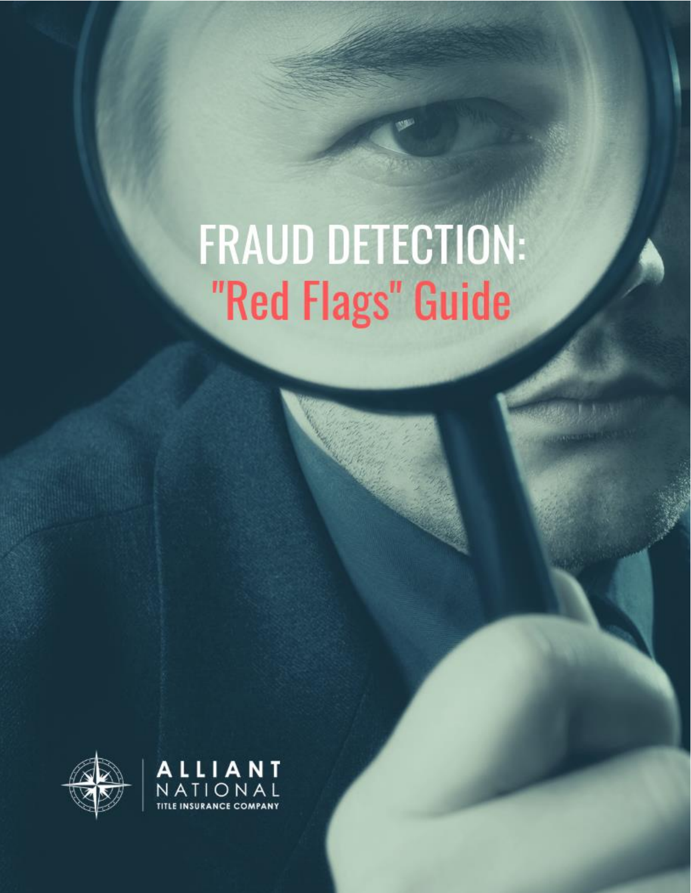# FRAUD DETECTION: "Red Flags" Guide

ALLIANT NATIONAL
TITLE INSURANCE COMPANY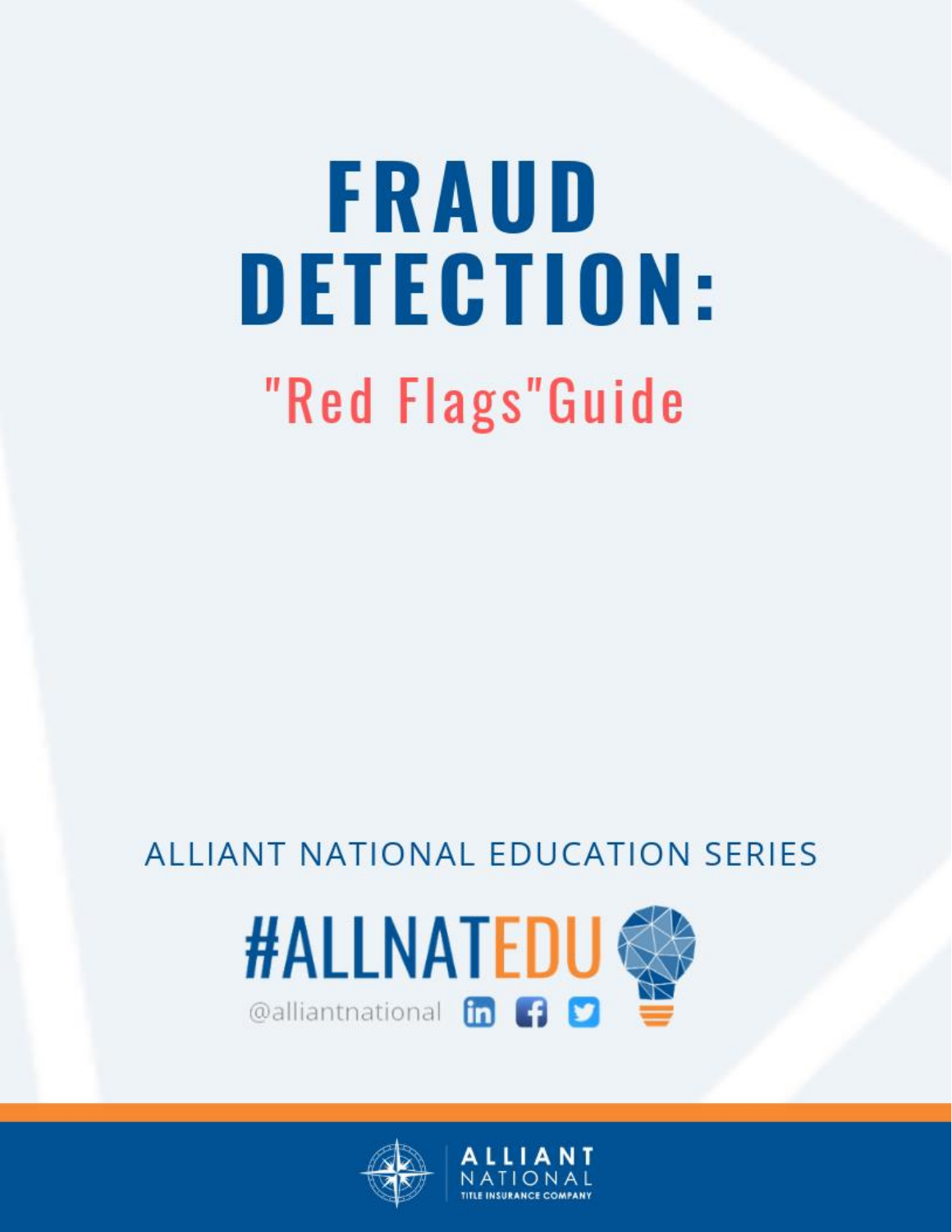# FRAUD DETECTION:

## "Red Flags"Guide

ALLIANT NATIONAL EDUCATION SERIES

#ALLNATEDU

@alliantnational

ALLIANT NATIONAL TITLE INSURANCE COMPANY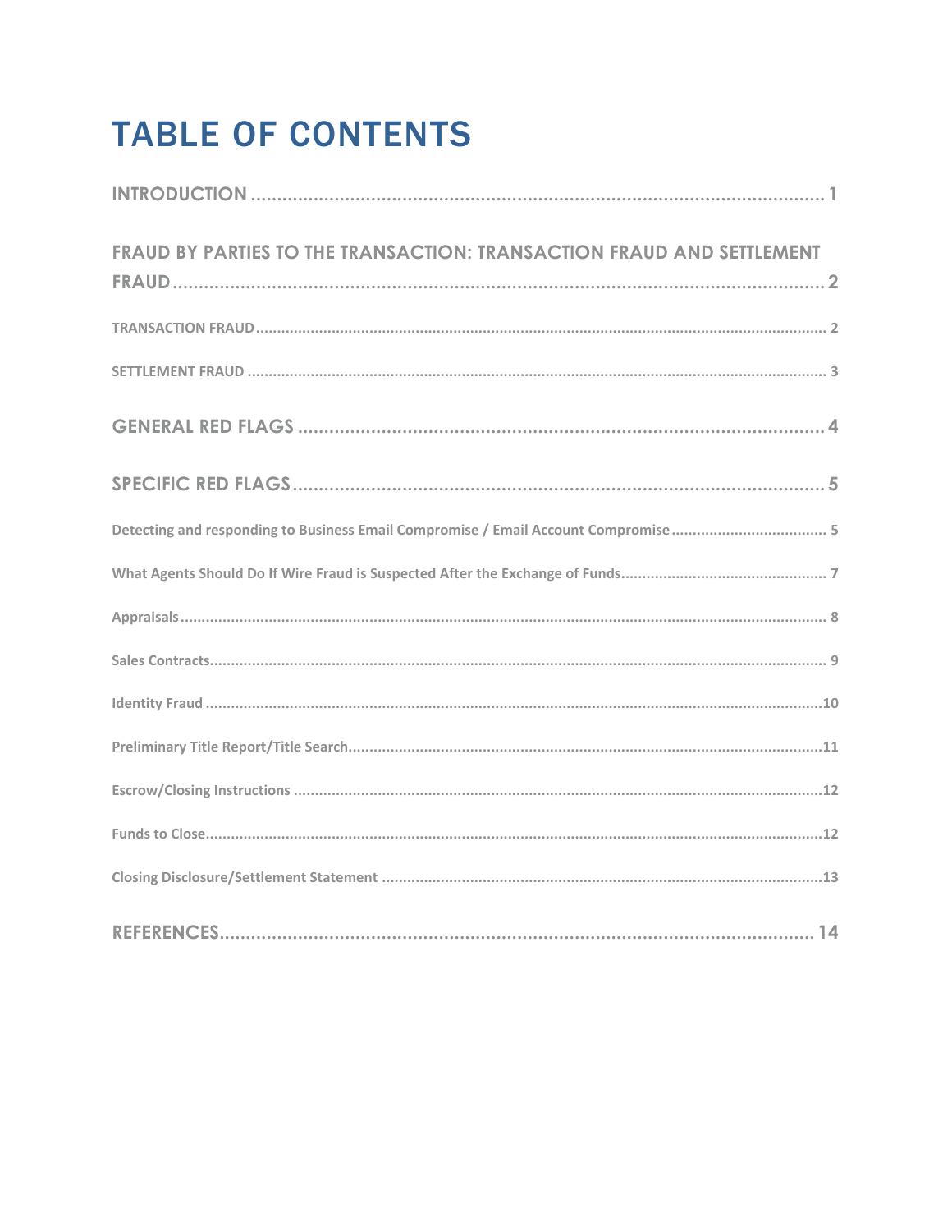# TABLE OF CONTENTS

INTRODUCTION .................................................................................................... 1

FRAUD BY PARTIES TO THE TRANSACTION: TRANSACTION FRAUD AND SETTLEMENT FRAUD .................................................................................................... 2

TRANSACTION FRAUD .................................................................................................... 2

SETTLEMENT FRAUD .................................................................................................... 3

GENERAL RED FLAGS .................................................................................................... 4

SPECIFIC RED FLAGS .................................................................................................... 5

Detecting and responding to Business Email Compromise / Email Account Compromise .................................... 5

What Agents Should Do If Wire Fraud is Suspected After the Exchange of Funds .................................... 7

Appraisals .................................................................................................... 8

Sales Contracts .................................................................................................... 9

Identity Fraud .................................................................................................... 10

Preliminary Title Report/Title Search .................................................................................................... 11

Escrow/Closing Instructions .................................................................................................... 12

Funds to Close .................................................................................................... 12

Closing Disclosure/Settlement Statement .................................................................................................... 13

REFERENCES .................................................................................................... 14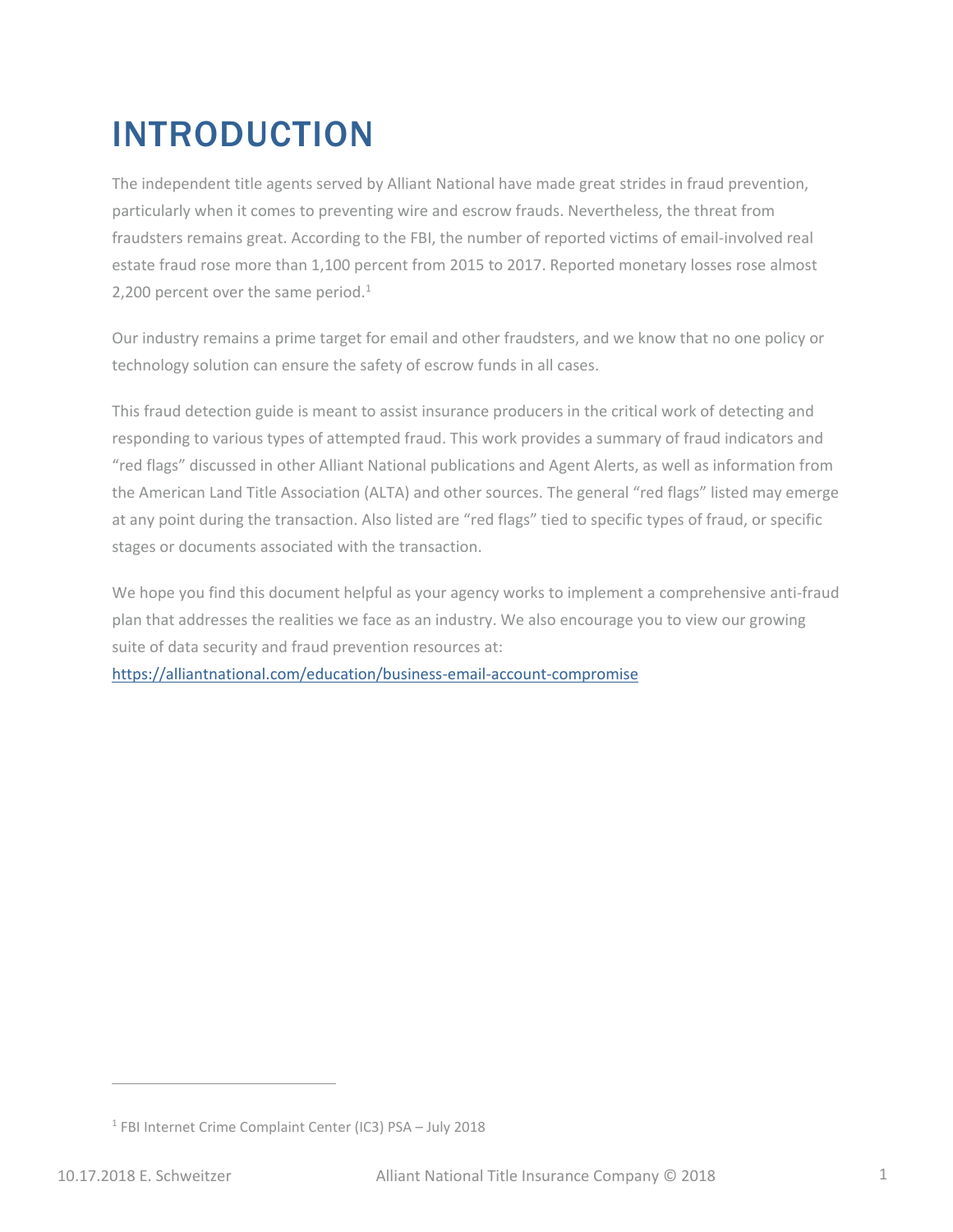# INTRODUCTION

The independent title agents served by Alliant National have made great strides in fraud prevention, particularly when it comes to preventing wire and escrow frauds. Nevertheless, the threat from fraudsters remains great. According to the FBI, the number of reported victims of email-involved real estate fraud rose more than 1,100 percent from 2015 to 2017. Reported monetary losses rose almost 2,200 percent over the same period.[1]

Our industry remains a prime target for email and other fraudsters, and we know that no one policy or technology solution can ensure the safety of escrow funds in all cases.

This fraud detection guide is meant to assist insurance producers in the critical work of detecting and responding to various types of attempted fraud. This work provides a summary of fraud indicators and "red flags" discussed in other Alliant National publications and Agent Alerts, as well as information from the American Land Title Association (ALTA) and other sources. The general "red flags" listed may emerge at any point during the transaction. Also listed are "red flags" tied to specific types of fraud, or specific stages or documents associated with the transaction.

We hope you find this document helpful as your agency works to implement a comprehensive anti-fraud plan that addresses the realities we face as an industry. We also encourage you to view our growing suite of data security and fraud prevention resources at:
https://alliantnational.com/education/business-email-account-compromise

[1] FBI Internet Crime Complaint Center (IC3) PSA – July 2018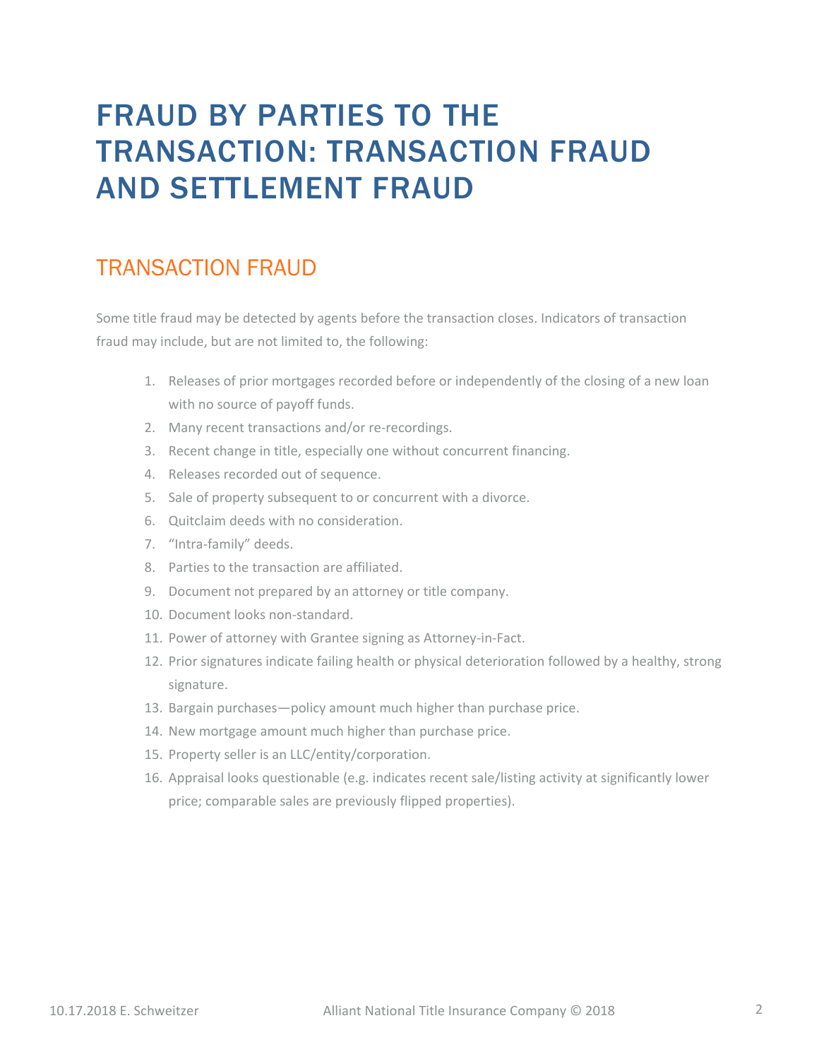# FRAUD BY PARTIES TO THE TRANSACTION: TRANSACTION FRAUD AND SETTLEMENT FRAUD

## TRANSACTION FRAUD

Some title fraud may be detected by agents before the transaction closes. Indicators of transaction fraud may include, but are not limited to, the following:

1. Releases of prior mortgages recorded before or independently of the closing of a new loan with no source of payoff funds.
2. Many recent transactions and/or re-recordings.
3. Recent change in title, especially one without concurrent financing.
4. Releases recorded out of sequence.
5. Sale of property subsequent to or concurrent with a divorce.
6. Quitclaim deeds with no consideration.
7. "Intra-family" deeds.
8. Parties to the transaction are affiliated.
9. Document not prepared by an attorney or title company.
10. Document looks non-standard.
11. Power of attorney with Grantee signing as Attorney-in-Fact.
12. Prior signatures indicate failing health or physical deterioration followed by a healthy, strong signature.
13. Bargain purchases—policy amount much higher than purchase price.
14. New mortgage amount much higher than purchase price.
15. Property seller is an LLC/entity/corporation.
16. Appraisal looks questionable (e.g. indicates recent sale/listing activity at significantly lower price; comparable sales are previously flipped properties).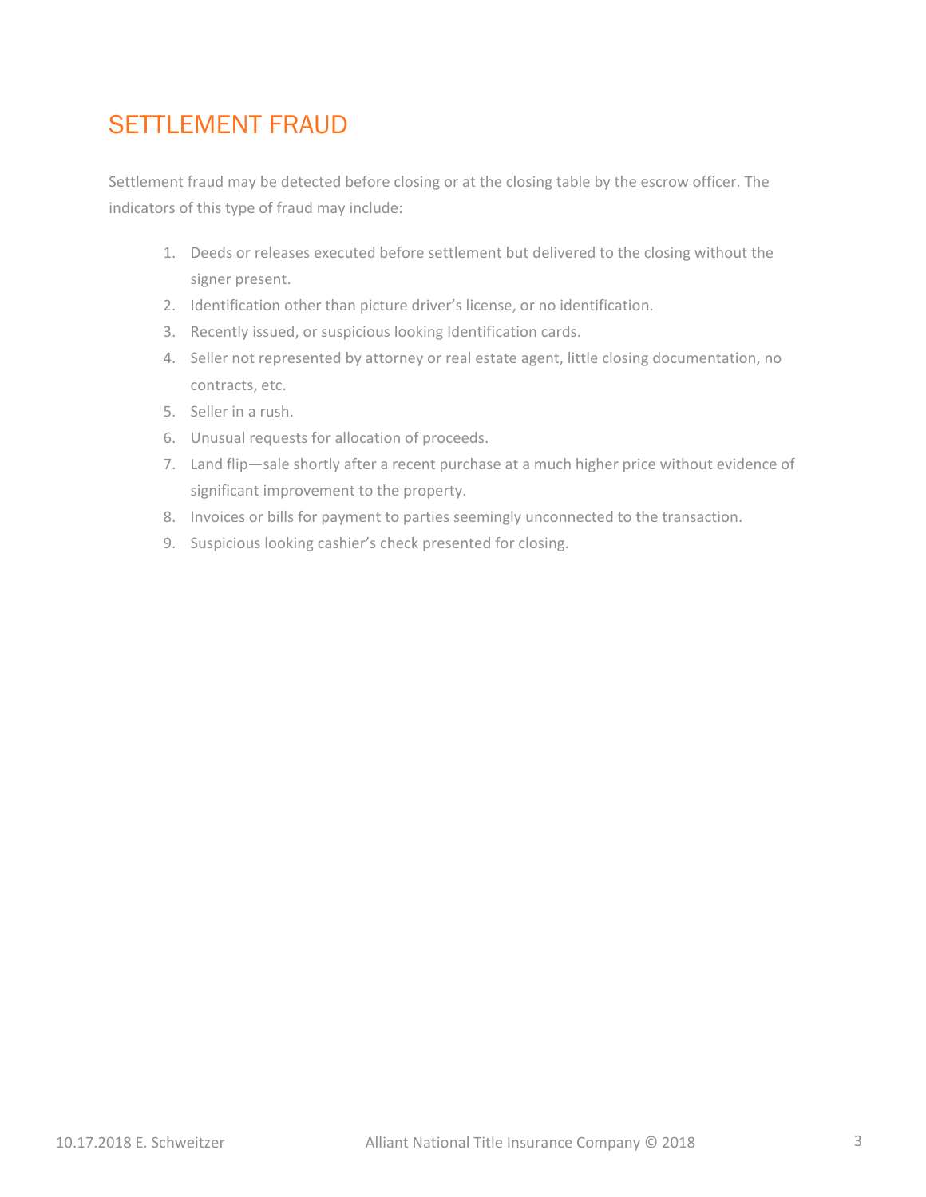## SETTLEMENT FRAUD

Settlement fraud may be detected before closing or at the closing table by the escrow officer. The indicators of this type of fraud may include:

1. Deeds or releases executed before settlement but delivered to the closing without the signer present.
2. Identification other than picture driver's license, or no identification.
3. Recently issued, or suspicious looking Identification cards.
4. Seller not represented by attorney or real estate agent, little closing documentation, no contracts, etc.
5. Seller in a rush.
6. Unusual requests for allocation of proceeds.
7. Land flip—sale shortly after a recent purchase at a much higher price without evidence of significant improvement to the property.
8. Invoices or bills for payment to parties seemingly unconnected to the transaction.
9. Suspicious looking cashier's check presented for closing.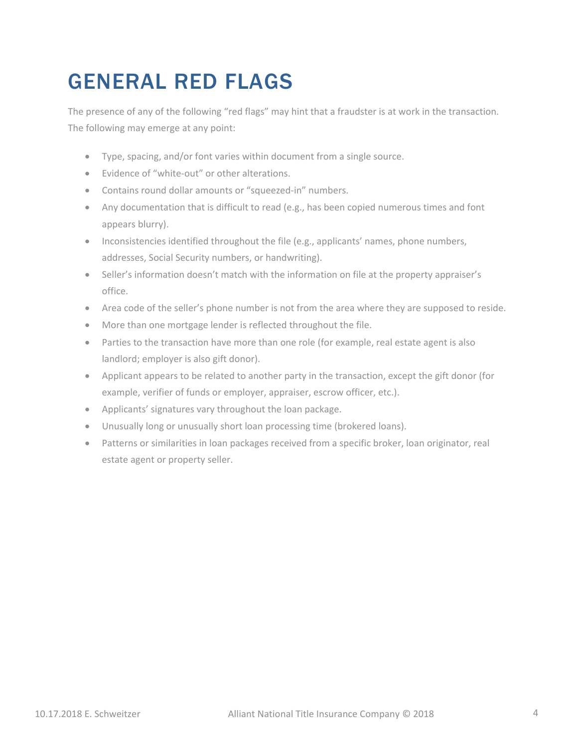# GENERAL RED FLAGS

The presence of any of the following "red flags" may hint that a fraudster is at work in the transaction. The following may emerge at any point:

- Type, spacing, and/or font varies within document from a single source.
- Evidence of "white-out" or other alterations.
- Contains round dollar amounts or "squeezed-in" numbers.
- Any documentation that is difficult to read (e.g., has been copied numerous times and font appears blurry).
- Inconsistencies identified throughout the file (e.g., applicants' names, phone numbers, addresses, Social Security numbers, or handwriting).
- Seller's information doesn't match with the information on file at the property appraiser's office.
- Area code of the seller's phone number is not from the area where they are supposed to reside.
- More than one mortgage lender is reflected throughout the file.
- Parties to the transaction have more than one role (for example, real estate agent is also landlord; employer is also gift donor).
- Applicant appears to be related to another party in the transaction, except the gift donor (for example, verifier of funds or employer, appraiser, escrow officer, etc.).
- Applicants' signatures vary throughout the loan package.
- Unusually long or unusually short loan processing time (brokered loans).
- Patterns or similarities in loan packages received from a specific broker, loan originator, real estate agent or property seller.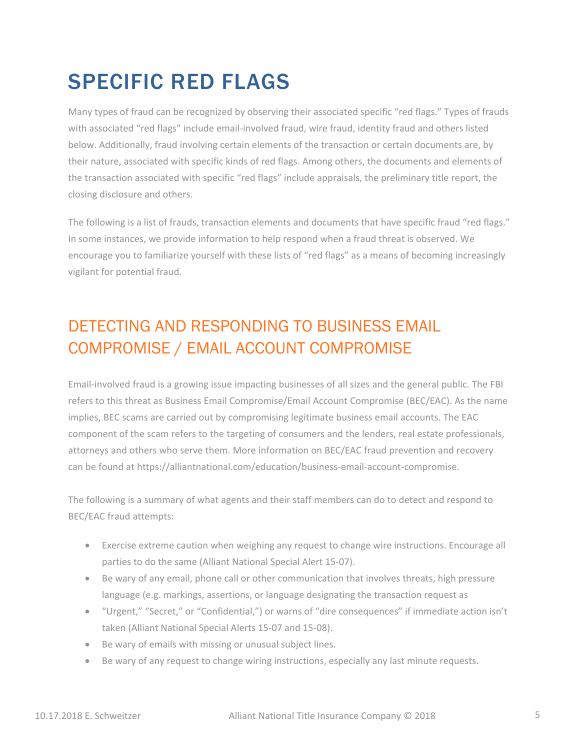# SPECIFIC RED FLAGS

Many types of fraud can be recognized by observing their associated specific "red flags." Types of frauds with associated "red flags" include email-involved fraud, wire fraud, identity fraud and others listed below. Additionally, fraud involving certain elements of the transaction or certain documents are, by their nature, associated with specific kinds of red flags. Among others, the documents and elements of the transaction associated with specific "red flags" include appraisals, the preliminary title report, the closing disclosure and others.

The following is a list of frauds, transaction elements and documents that have specific fraud "red flags." In some instances, we provide information to help respond when a fraud threat is observed. We encourage you to familiarize yourself with these lists of "red flags" as a means of becoming increasingly vigilant for potential fraud.

## DETECTING AND RESPONDING TO BUSINESS EMAIL COMPROMISE / EMAIL ACCOUNT COMPROMISE

Email-involved fraud is a growing issue impacting businesses of all sizes and the general public. The FBI refers to this threat as Business Email Compromise/Email Account Compromise (BEC/EAC). As the name implies, BEC scams are carried out by compromising legitimate business email accounts. The EAC component of the scam refers to the targeting of consumers and the lenders, real estate professionals, attorneys and others who serve them. More information on BEC/EAC fraud prevention and recovery can be found at https://alliantnational.com/education/business-email-account-compromise.

The following is a summary of what agents and their staff members can do to detect and respond to BEC/EAC fraud attempts:

- Exercise extreme caution when weighing any request to change wire instructions. Encourage all parties to do the same (Alliant National Special Alert 15-07).
- Be wary of any email, phone call or other communication that involves threats, high pressure language (e.g. markings, assertions, or language designating the transaction request as
- "Urgent," "Secret," or "Confidential,") or warns of "dire consequences" if immediate action isn't taken (Alliant National Special Alerts 15-07 and 15-08).
- Be wary of emails with missing or unusual subject lines.
- Be wary of any request to change wiring instructions, especially any last minute requests.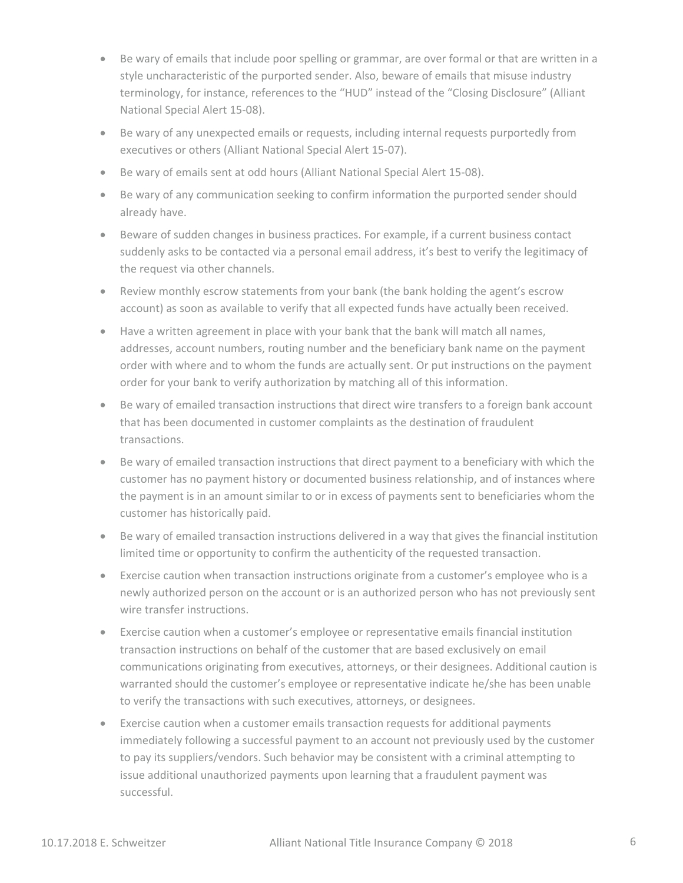- Be wary of emails that include poor spelling or grammar, are over formal or that are written in a style uncharacteristic of the purported sender. Also, beware of emails that misuse industry terminology, for instance, references to the "HUD" instead of the "Closing Disclosure" (Alliant National Special Alert 15-08).
- Be wary of any unexpected emails or requests, including internal requests purportedly from executives or others (Alliant National Special Alert 15-07).
- Be wary of emails sent at odd hours (Alliant National Special Alert 15-08).
- Be wary of any communication seeking to confirm information the purported sender should already have.
- Beware of sudden changes in business practices. For example, if a current business contact suddenly asks to be contacted via a personal email address, it's best to verify the legitimacy of the request via other channels.
- Review monthly escrow statements from your bank (the bank holding the agent's escrow account) as soon as available to verify that all expected funds have actually been received.
- Have a written agreement in place with your bank that the bank will match all names, addresses, account numbers, routing number and the beneficiary bank name on the payment order with where and to whom the funds are actually sent. Or put instructions on the payment order for your bank to verify authorization by matching all of this information.
- Be wary of emailed transaction instructions that direct wire transfers to a foreign bank account that has been documented in customer complaints as the destination of fraudulent transactions.
- Be wary of emailed transaction instructions that direct payment to a beneficiary with which the customer has no payment history or documented business relationship, and of instances where the payment is in an amount similar to or in excess of payments sent to beneficiaries whom the customer has historically paid.
- Be wary of emailed transaction instructions delivered in a way that gives the financial institution limited time or opportunity to confirm the authenticity of the requested transaction.
- Exercise caution when transaction instructions originate from a customer's employee who is a newly authorized person on the account or is an authorized person who has not previously sent wire transfer instructions.
- Exercise caution when a customer's employee or representative emails financial institution transaction instructions on behalf of the customer that are based exclusively on email communications originating from executives, attorneys, or their designees. Additional caution is warranted should the customer's employee or representative indicate he/she has been unable to verify the transactions with such executives, attorneys, or designees.
- Exercise caution when a customer emails transaction requests for additional payments immediately following a successful payment to an account not previously used by the customer to pay its suppliers/vendors. Such behavior may be consistent with a criminal attempting to issue additional unauthorized payments upon learning that a fraudulent payment was successful.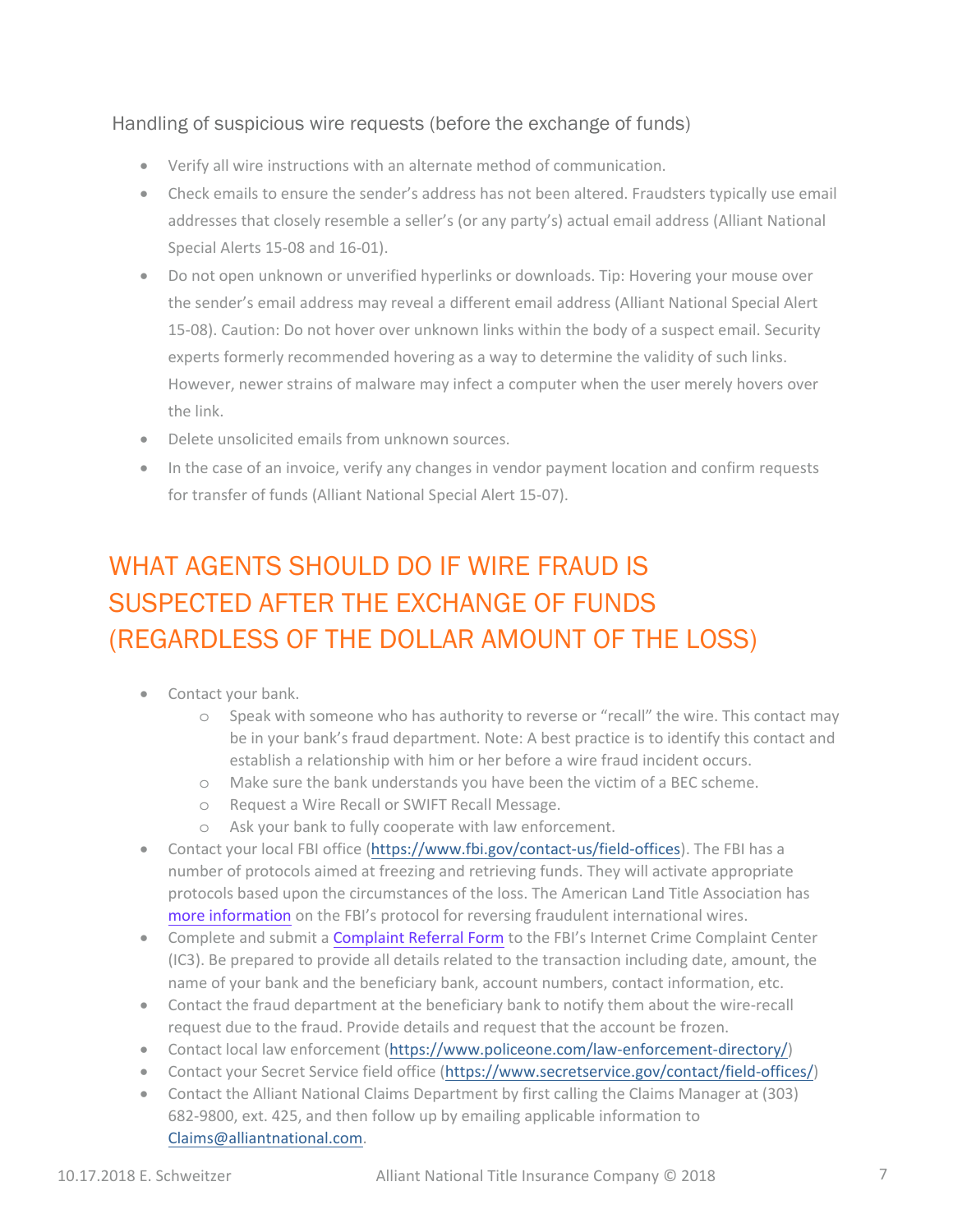### Handling of suspicious wire requests (before the exchange of funds)

- Verify all wire instructions with an alternate method of communication.
- Check emails to ensure the sender's address has not been altered. Fraudsters typically use email addresses that closely resemble a seller's (or any party's) actual email address (Alliant National Special Alerts 15-08 and 16-01).
- Do not open unknown or unverified hyperlinks or downloads. Tip: Hovering your mouse over the sender's email address may reveal a different email address (Alliant National Special Alert 15-08). Caution: Do not hover over unknown links within the body of a suspect email. Security experts formerly recommended hovering as a way to determine the validity of such links. However, newer strains of malware may infect a computer when the user merely hovers over the link.
- Delete unsolicited emails from unknown sources.
- In the case of an invoice, verify any changes in vendor payment location and confirm requests for transfer of funds (Alliant National Special Alert 15-07).

## WHAT AGENTS SHOULD DO IF WIRE FRAUD IS SUSPECTED AFTER THE EXCHANGE OF FUNDS (REGARDLESS OF THE DOLLAR AMOUNT OF THE LOSS)

- Contact your bank.
  - Speak with someone who has authority to reverse or "recall" the wire. This contact may be in your bank's fraud department. Note: A best practice is to identify this contact and establish a relationship with him or her before a wire fraud incident occurs.
  - Make sure the bank understands you have been the victim of a BEC scheme.
  - Request a Wire Recall or SWIFT Recall Message.
  - Ask your bank to fully cooperate with law enforcement.
- Contact your local FBI office (https://www.fbi.gov/contact-us/field-offices). The FBI has a number of protocols aimed at freezing and retrieving funds. They will activate appropriate protocols based upon the circumstances of the loss. The American Land Title Association has more information on the FBI's protocol for reversing fraudulent international wires.
- Complete and submit a Complaint Referral Form to the FBI's Internet Crime Complaint Center (IC3). Be prepared to provide all details related to the transaction including date, amount, the name of your bank and the beneficiary bank, account numbers, contact information, etc.
- Contact the fraud department at the beneficiary bank to notify them about the wire-recall request due to the fraud. Provide details and request that the account be frozen.
- Contact local law enforcement (https://www.policeone.com/law-enforcement-directory/)
- Contact your Secret Service field office (https://www.secretservice.gov/contact/field-offices/)
- Contact the Alliant National Claims Department by first calling the Claims Manager at (303) 682-9800, ext. 425, and then follow up by emailing applicable information to Claims@alliantnational.com.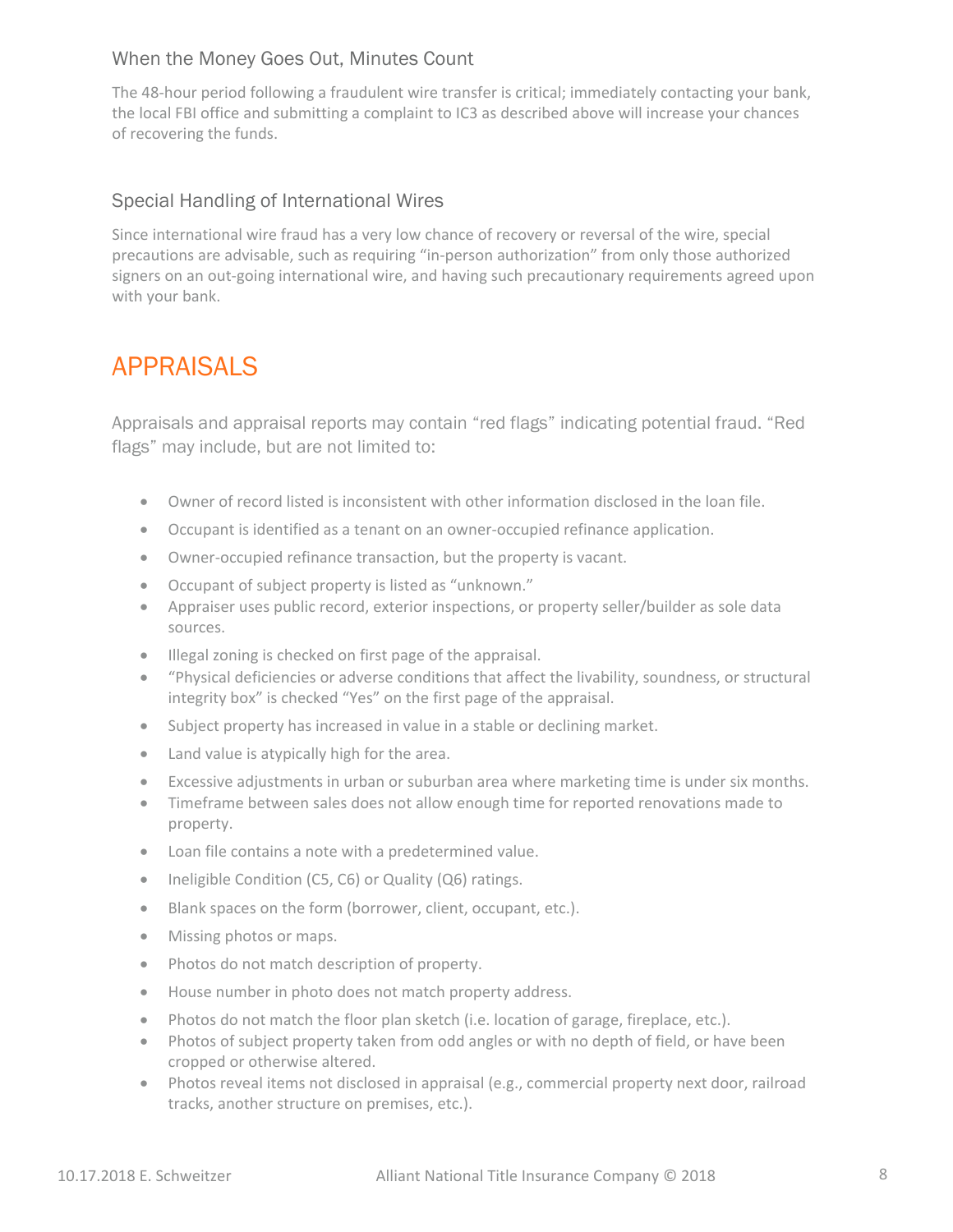### When the Money Goes Out, Minutes Count

The 48-hour period following a fraudulent wire transfer is critical; immediately contacting your bank, the local FBI office and submitting a complaint to IC3 as described above will increase your chances of recovering the funds.

### Special Handling of International Wires

Since international wire fraud has a very low chance of recovery or reversal of the wire, special precautions are advisable, such as requiring "in-person authorization" from only those authorized signers on an out-going international wire, and having such precautionary requirements agreed upon with your bank.

## APPRAISALS

Appraisals and appraisal reports may contain "red flags" indicating potential fraud. "Red flags" may include, but are not limited to:

- Owner of record listed is inconsistent with other information disclosed in the loan file.
- Occupant is identified as a tenant on an owner-occupied refinance application.
- Owner-occupied refinance transaction, but the property is vacant.
- Occupant of subject property is listed as "unknown."
- Appraiser uses public record, exterior inspections, or property seller/builder as sole data sources.
- Illegal zoning is checked on first page of the appraisal.
- "Physical deficiencies or adverse conditions that affect the livability, soundness, or structural integrity box" is checked "Yes" on the first page of the appraisal.
- Subject property has increased in value in a stable or declining market.
- Land value is atypically high for the area.
- Excessive adjustments in urban or suburban area where marketing time is under six months.
- Timeframe between sales does not allow enough time for reported renovations made to property.
- Loan file contains a note with a predetermined value.
- Ineligible Condition (C5, C6) or Quality (Q6) ratings.
- Blank spaces on the form (borrower, client, occupant, etc.).
- Missing photos or maps.
- Photos do not match description of property.
- House number in photo does not match property address.
- Photos do not match the floor plan sketch (i.e. location of garage, fireplace, etc.).
- Photos of subject property taken from odd angles or with no depth of field, or have been cropped or otherwise altered.
- Photos reveal items not disclosed in appraisal (e.g., commercial property next door, railroad tracks, another structure on premises, etc.).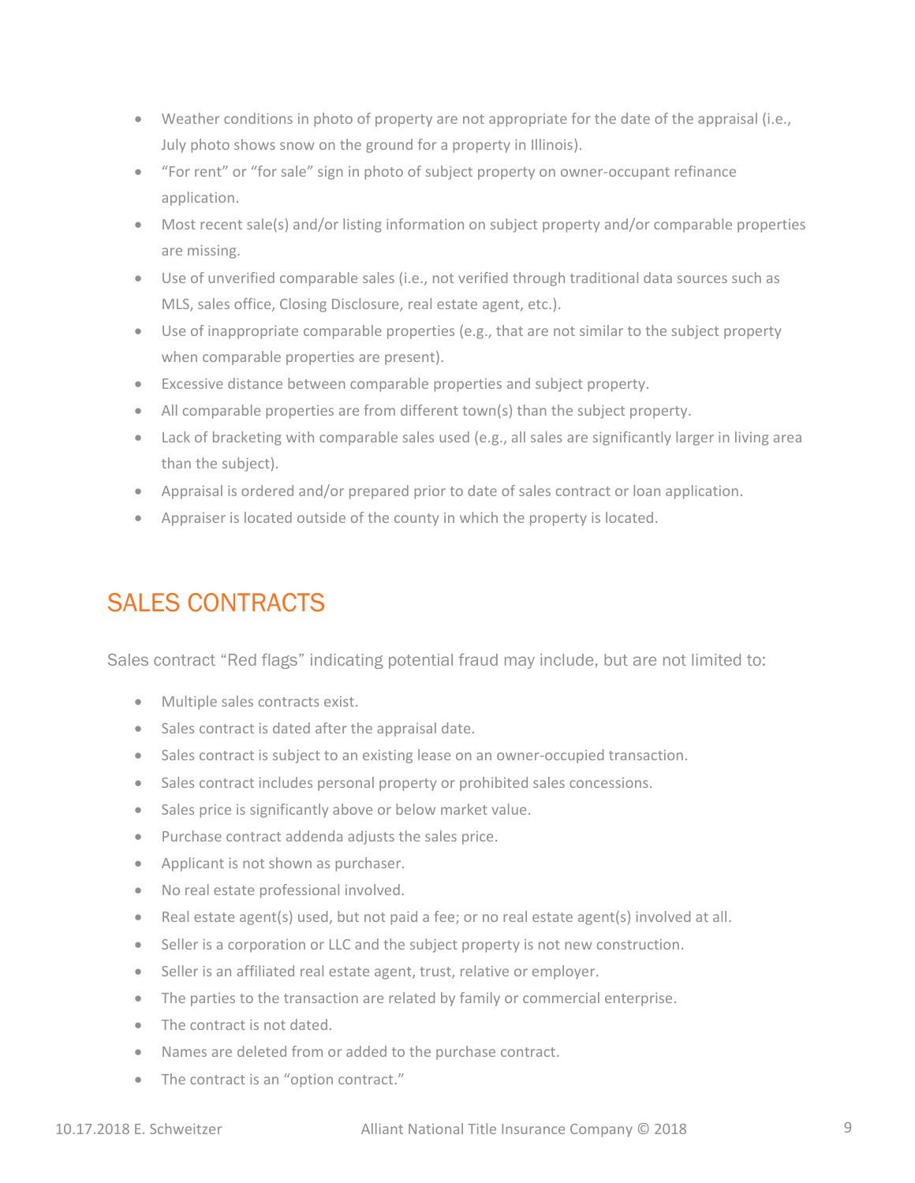- Weather conditions in photo of property are not appropriate for the date of the appraisal (i.e., July photo shows snow on the ground for a property in Illinois).
- "For rent" or "for sale" sign in photo of subject property on owner-occupant refinance application.
- Most recent sale(s) and/or listing information on subject property and/or comparable properties are missing.
- Use of unverified comparable sales (i.e., not verified through traditional data sources such as MLS, sales office, Closing Disclosure, real estate agent, etc.).
- Use of inappropriate comparable properties (e.g., that are not similar to the subject property when comparable properties are present).
- Excessive distance between comparable properties and subject property.
- All comparable properties are from different town(s) than the subject property.
- Lack of bracketing with comparable sales used (e.g., all sales are significantly larger in living area than the subject).
- Appraisal is ordered and/or prepared prior to date of sales contract or loan application.
- Appraiser is located outside of the county in which the property is located.

## SALES CONTRACTS

Sales contract "Red flags" indicating potential fraud may include, but are not limited to:

- Multiple sales contracts exist.
- Sales contract is dated after the appraisal date.
- Sales contract is subject to an existing lease on an owner-occupied transaction.
- Sales contract includes personal property or prohibited sales concessions.
- Sales price is significantly above or below market value.
- Purchase contract addenda adjusts the sales price.
- Applicant is not shown as purchaser.
- No real estate professional involved.
- Real estate agent(s) used, but not paid a fee; or no real estate agent(s) involved at all.
- Seller is a corporation or LLC and the subject property is not new construction.
- Seller is an affiliated real estate agent, trust, relative or employer.
- The parties to the transaction are related by family or commercial enterprise.
- The contract is not dated.
- Names are deleted from or added to the purchase contract.
- The contract is an "option contract."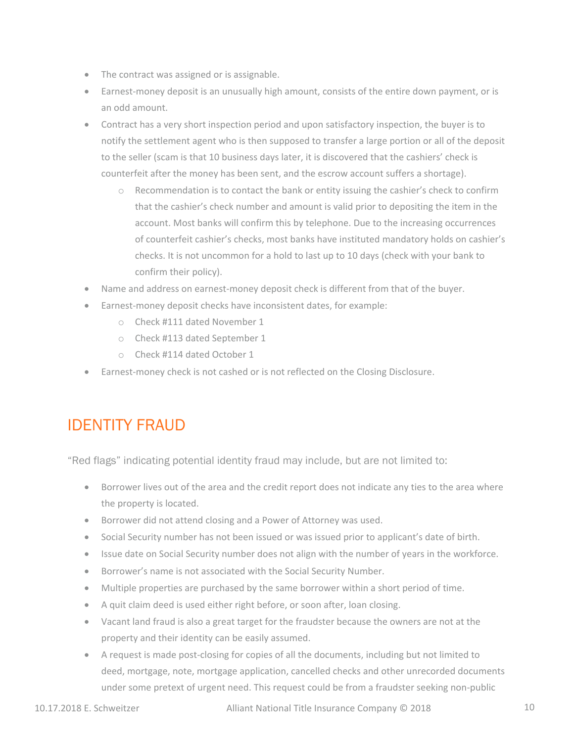- The contract was assigned or is assignable.
- Earnest-money deposit is an unusually high amount, consists of the entire down payment, or is an odd amount.
- Contract has a very short inspection period and upon satisfactory inspection, the buyer is to notify the settlement agent who is then supposed to transfer a large portion or all of the deposit to the seller (scam is that 10 business days later, it is discovered that the cashiers' check is counterfeit after the money has been sent, and the escrow account suffers a shortage).
  - Recommendation is to contact the bank or entity issuing the cashier's check to confirm that the cashier's check number and amount is valid prior to depositing the item in the account. Most banks will confirm this by telephone. Due to the increasing occurrences of counterfeit cashier's checks, most banks have instituted mandatory holds on cashier's checks. It is not uncommon for a hold to last up to 10 days (check with your bank to confirm their policy).
- Name and address on earnest-money deposit check is different from that of the buyer.
- Earnest-money deposit checks have inconsistent dates, for example:
  - Check #111 dated November 1
  - Check #113 dated September 1
  - Check #114 dated October 1
- Earnest-money check is not cashed or is not reflected on the Closing Disclosure.

## IDENTITY FRAUD

"Red flags" indicating potential identity fraud may include, but are not limited to:

- Borrower lives out of the area and the credit report does not indicate any ties to the area where the property is located.
- Borrower did not attend closing and a Power of Attorney was used.
- Social Security number has not been issued or was issued prior to applicant's date of birth.
- Issue date on Social Security number does not align with the number of years in the workforce.
- Borrower's name is not associated with the Social Security Number.
- Multiple properties are purchased by the same borrower within a short period of time.
- A quit claim deed is used either right before, or soon after, loan closing.
- Vacant land fraud is also a great target for the fraudster because the owners are not at the property and their identity can be easily assumed.
- A request is made post-closing for copies of all the documents, including but not limited to deed, mortgage, note, mortgage application, cancelled checks and other unrecorded documents under some pretext of urgent need. This request could be from a fraudster seeking non-public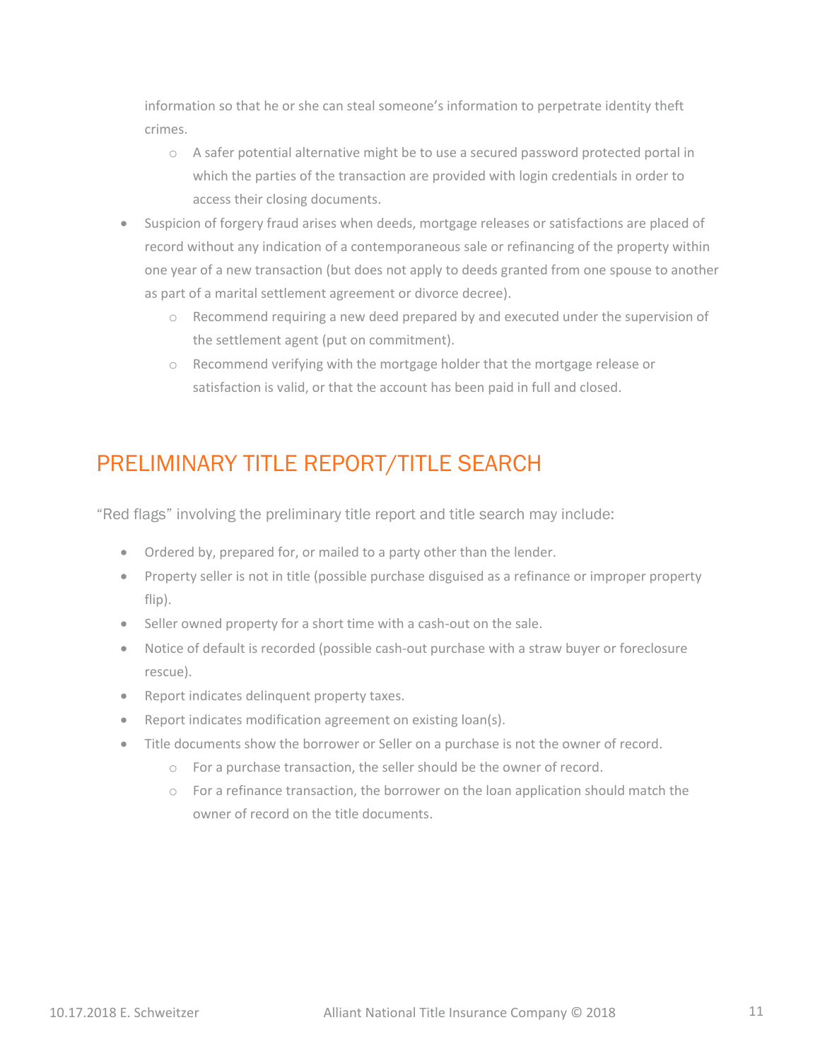information so that he or she can steal someone's information to perpetrate identity theft crimes.

  - A safer potential alternative might be to use a secured password protected portal in which the parties of the transaction are provided with login credentials in order to access their closing documents.

- Suspicion of forgery fraud arises when deeds, mortgage releases or satisfactions are placed of record without any indication of a contemporaneous sale or refinancing of the property within one year of a new transaction (but does not apply to deeds granted from one spouse to another as part of a marital settlement agreement or divorce decree).
  - Recommend requiring a new deed prepared by and executed under the supervision of the settlement agent (put on commitment).
  - Recommend verifying with the mortgage holder that the mortgage release or satisfaction is valid, or that the account has been paid in full and closed.

## PRELIMINARY TITLE REPORT/TITLE SEARCH

"Red flags" involving the preliminary title report and title search may include:

- Ordered by, prepared for, or mailed to a party other than the lender.
- Property seller is not in title (possible purchase disguised as a refinance or improper property flip).
- Seller owned property for a short time with a cash-out on the sale.
- Notice of default is recorded (possible cash-out purchase with a straw buyer or foreclosure rescue).
- Report indicates delinquent property taxes.
- Report indicates modification agreement on existing loan(s).
- Title documents show the borrower or Seller on a purchase is not the owner of record.
  - For a purchase transaction, the seller should be the owner of record.
  - For a refinance transaction, the borrower on the loan application should match the owner of record on the title documents.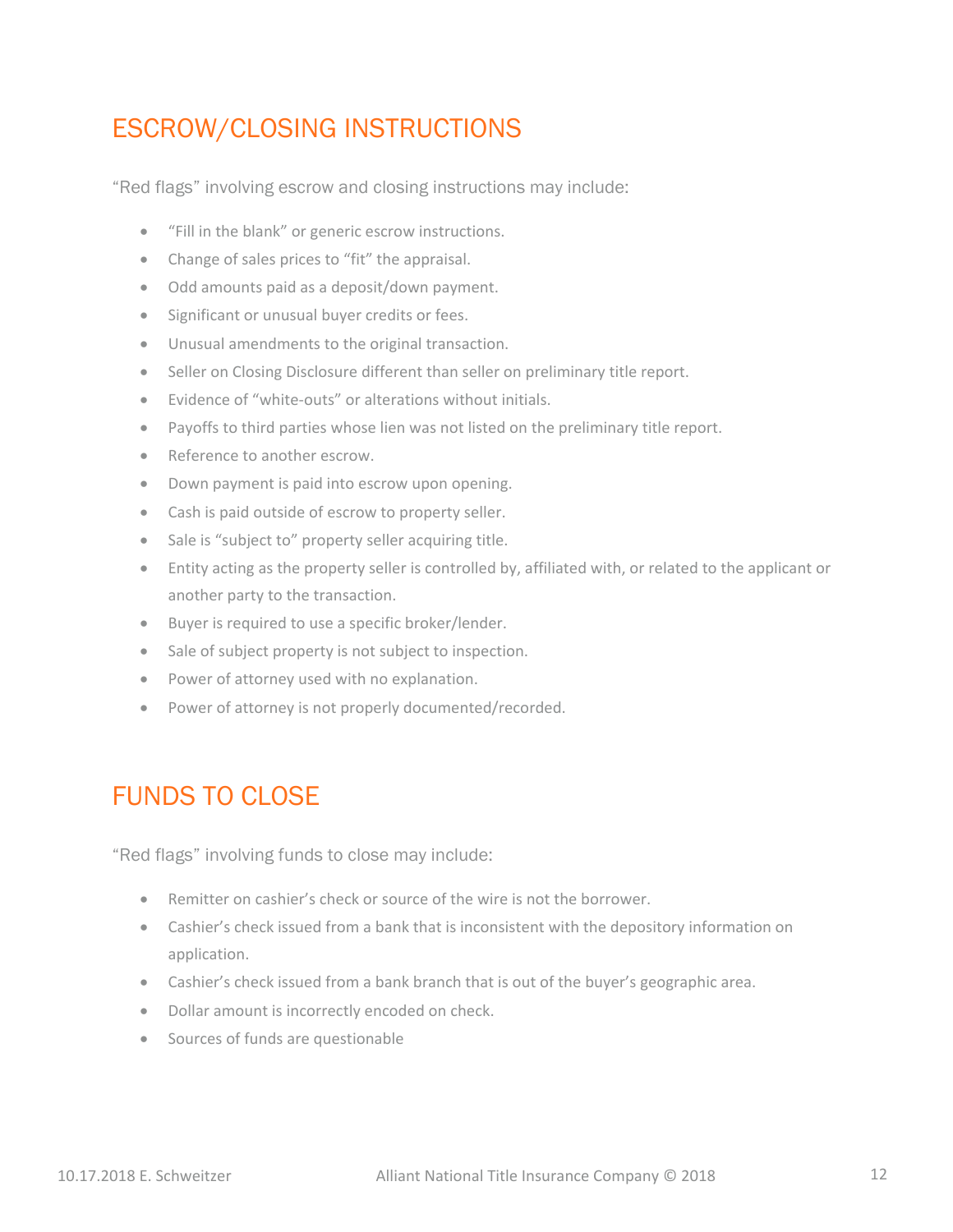## ESCROW/CLOSING INSTRUCTIONS

"Red flags" involving escrow and closing instructions may include:

- "Fill in the blank" or generic escrow instructions.
- Change of sales prices to "fit" the appraisal.
- Odd amounts paid as a deposit/down payment.
- Significant or unusual buyer credits or fees.
- Unusual amendments to the original transaction.
- Seller on Closing Disclosure different than seller on preliminary title report.
- Evidence of "white-outs" or alterations without initials.
- Payoffs to third parties whose lien was not listed on the preliminary title report.
- Reference to another escrow.
- Down payment is paid into escrow upon opening.
- Cash is paid outside of escrow to property seller.
- Sale is "subject to" property seller acquiring title.
- Entity acting as the property seller is controlled by, affiliated with, or related to the applicant or another party to the transaction.
- Buyer is required to use a specific broker/lender.
- Sale of subject property is not subject to inspection.
- Power of attorney used with no explanation.
- Power of attorney is not properly documented/recorded.

## FUNDS TO CLOSE

"Red flags" involving funds to close may include:

- Remitter on cashier's check or source of the wire is not the borrower.
- Cashier's check issued from a bank that is inconsistent with the depository information on application.
- Cashier's check issued from a bank branch that is out of the buyer's geographic area.
- Dollar amount is incorrectly encoded on check.
- Sources of funds are questionable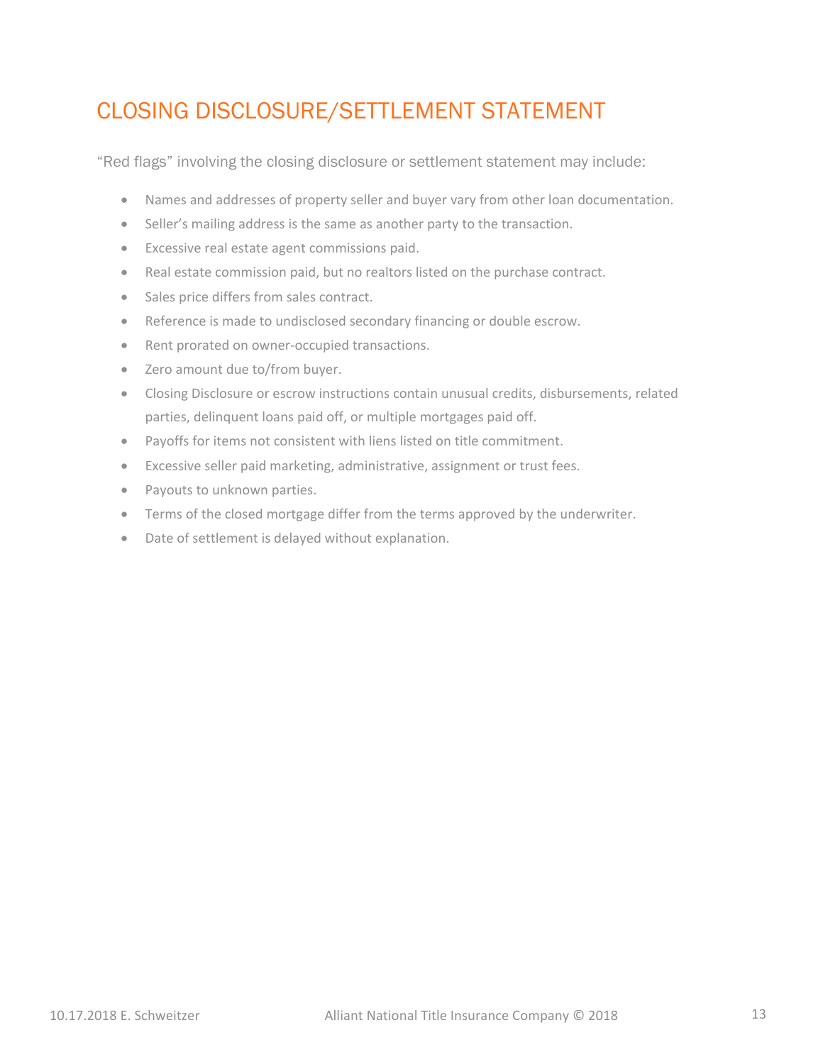# CLOSING DISCLOSURE/SETTLEMENT STATEMENT

"Red flags" involving the closing disclosure or settlement statement may include:

- Names and addresses of property seller and buyer vary from other loan documentation.
- Seller's mailing address is the same as another party to the transaction.
- Excessive real estate agent commissions paid.
- Real estate commission paid, but no realtors listed on the purchase contract.
- Sales price differs from sales contract.
- Reference is made to undisclosed secondary financing or double escrow.
- Rent prorated on owner-occupied transactions.
- Zero amount due to/from buyer.
- Closing Disclosure or escrow instructions contain unusual credits, disbursements, related parties, delinquent loans paid off, or multiple mortgages paid off.
- Payoffs for items not consistent with liens listed on title commitment.
- Excessive seller paid marketing, administrative, assignment or trust fees.
- Payouts to unknown parties.
- Terms of the closed mortgage differ from the terms approved by the underwriter.
- Date of settlement is delayed without explanation.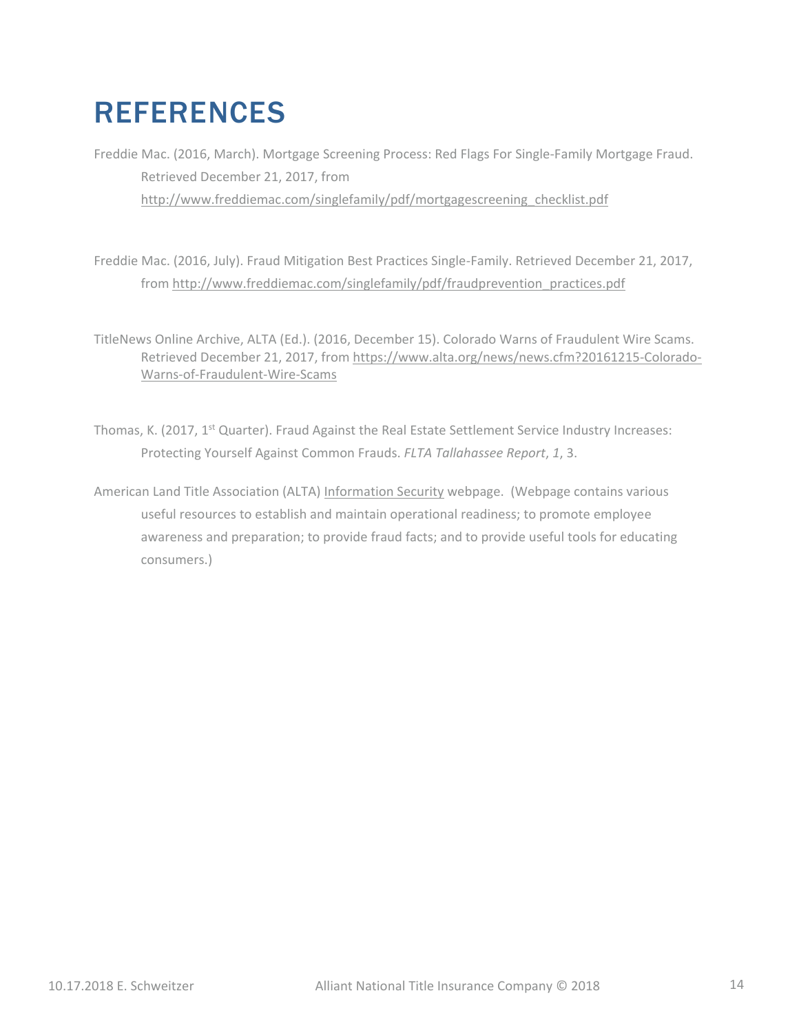# REFERENCES

Freddie Mac. (2016, March). Mortgage Screening Process: Red Flags For Single-Family Mortgage Fraud. Retrieved December 21, 2017, from http://www.freddiemac.com/singlefamily/pdf/mortgagescreening_checklist.pdf

Freddie Mac. (2016, July). Fraud Mitigation Best Practices Single-Family. Retrieved December 21, 2017, from http://www.freddiemac.com/singlefamily/pdf/fraudprevention_practices.pdf

TitleNews Online Archive, ALTA (Ed.). (2016, December 15). Colorado Warns of Fraudulent Wire Scams. Retrieved December 21, 2017, from https://www.alta.org/news/news.cfm?20161215-Colorado-Warns-of-Fraudulent-Wire-Scams

Thomas, K. (2017, 1st Quarter). Fraud Against the Real Estate Settlement Service Industry Increases: Protecting Yourself Against Common Frauds. *FLTA Tallahassee Report*, *1*, 3.

American Land Title Association (ALTA) Information Security webpage. (Webpage contains various useful resources to establish and maintain operational readiness; to promote employee awareness and preparation; to provide fraud facts; and to provide useful tools for educating consumers.)